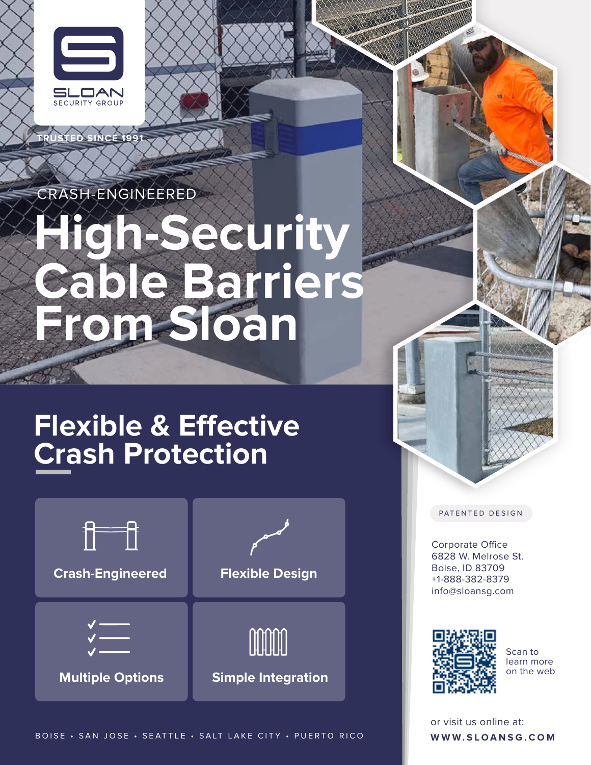SLOAN
SECURITY GROUP

TRUSTED SINCE 1991

CRASH-ENGINEERED

# High-Security Cable Barriers From Sloan

## Flexible & Effective Crash Protection

**Crash-Engineered**

**Flexible Design**

**Multiple Options**

**Simple Integration**

BOISE • SAN JOSE • SEATTLE • SALT LAKE CITY • PUERTO RICO

PATENTED DESIGN

Corporate Office
6828 W. Melrose St.
Boise, ID 83709
+1-888-382-8379
info@sloansg.com

Scan to learn more on the web

or visit us online at:

**WWW.SLOANSG.COM**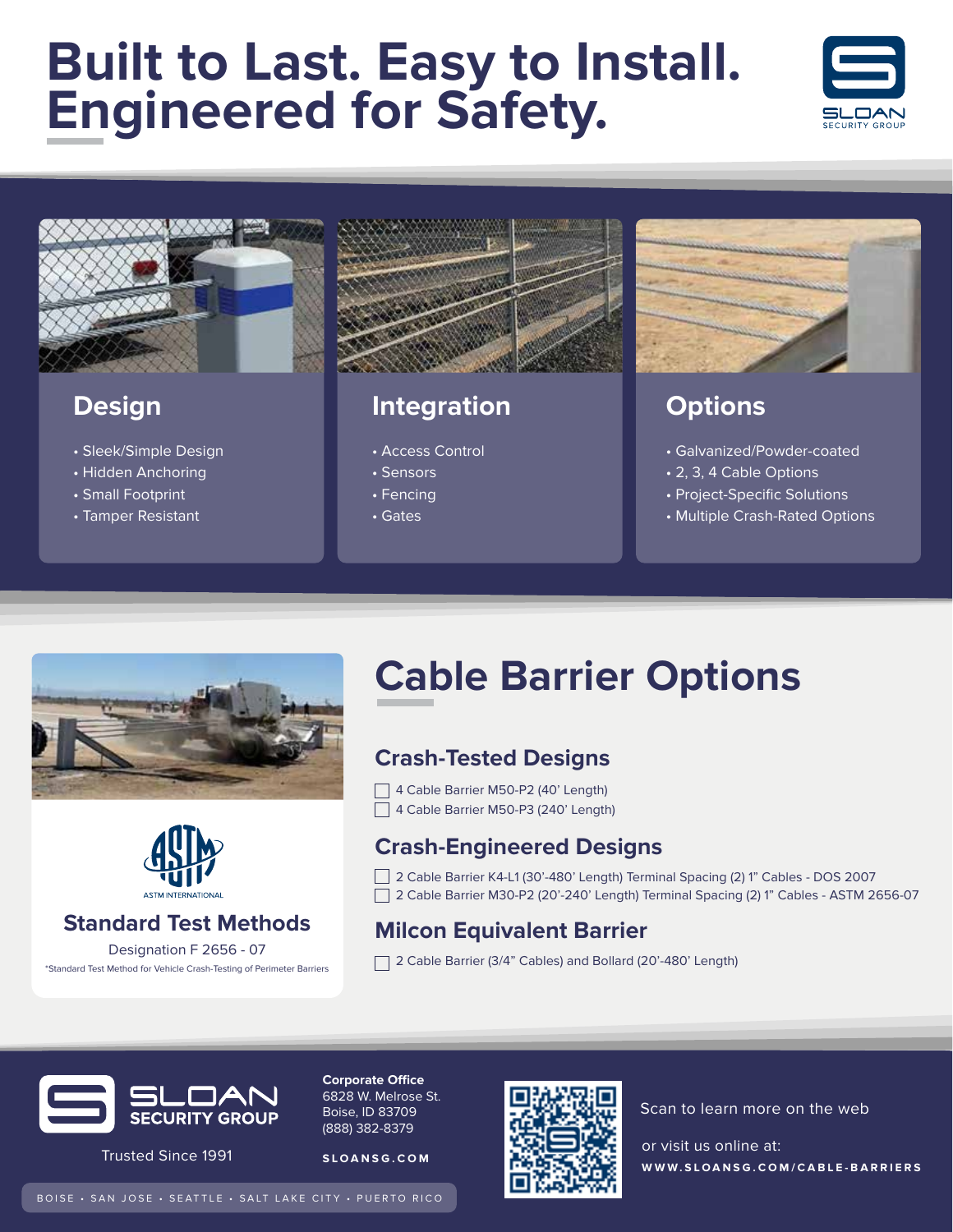# Built to Last. Easy to Install. Engineered for Safety.

SLOAN SECURITY GROUP

## Design

- Sleek/Simple Design
- Hidden Anchoring
- Small Footprint
- Tamper Resistant

## Integration

- Access Control
- Sensors
- Fencing
- Gates

## Options

- Galvanized/Powder-coated
- 2, 3, 4 Cable Options
- Project-Specific Solutions
- Multiple Crash-Rated Options

ASTM INTERNATIONAL

### Standard Test Methods

Designation F 2656 - 07

*Standard Test Method for Vehicle Crash-Testing of Perimeter Barriers

# Cable Barrier Options

## Crash-Tested Designs

- [ ] 4 Cable Barrier M50-P2 (40' Length)
- [ ] 4 Cable Barrier M50-P3 (240' Length)

## Crash-Engineered Designs

- [ ] 2 Cable Barrier K4-L1 (30'-480' Length) Terminal Spacing (2) 1" Cables - DOS 2007
- [ ] 2 Cable Barrier M30-P2 (20'-240' Length) Terminal Spacing (2) 1" Cables - ASTM 2656-07

## Milcon Equivalent Barrier

- [ ] 2 Cable Barrier (3/4" Cables) and Bollard (20'-480' Length)

SLOAN SECURITY GROUP

Trusted Since 1991

**Corporate Office**
6828 W. Melrose St.
Boise, ID 83709
(888) 382-8379

**SLOANSG.COM**

Scan to learn more on the web

or visit us online at:
**WWW.SLOANSG.COM/CABLE-BARRIERS**

BOISE • SAN JOSE • SEATTLE • SALT LAKE CITY • PUERTO RICO